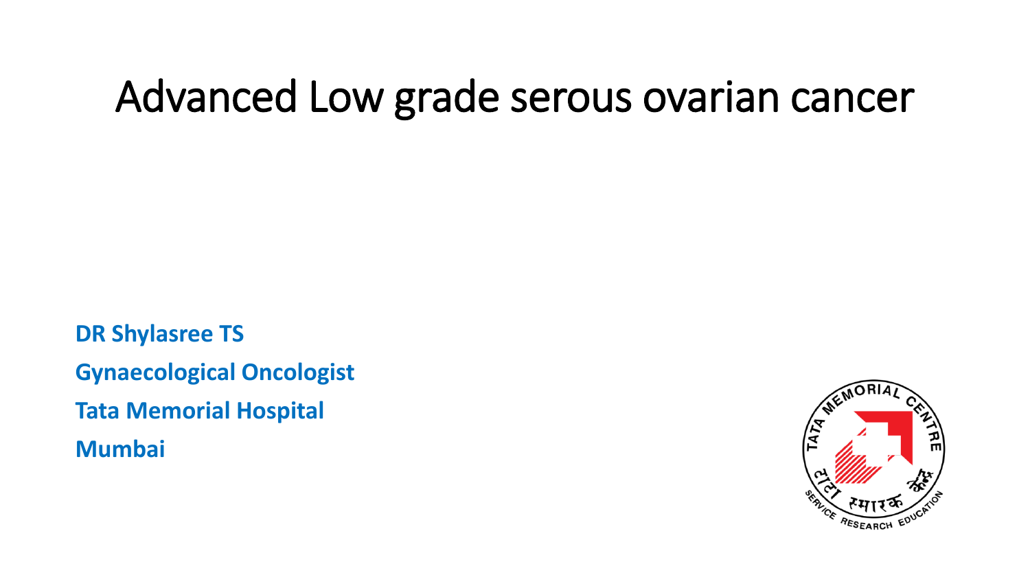# Advanced Low grade serous ovarian cancer

**DR Shylasree TS**

**Gynaecological Oncologist**

**Tata Memorial Hospital**

**Mumbai**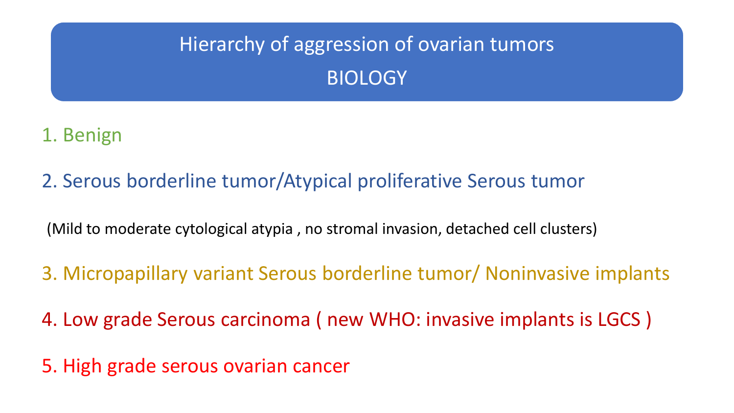# Hierarchy of aggression of ovarian tumors
## BIOLOGY

1. Benign

2. Serous borderline tumor/Atypical proliferative Serous tumor

   (Mild to moderate cytological atypia , no stromal invasion, detached cell clusters)

3. Micropapillary variant Serous borderline tumor/ Noninvasive implants

4. Low grade Serous carcinoma ( new WHO: invasive implants is LGCS )

5. High grade serous ovarian cancer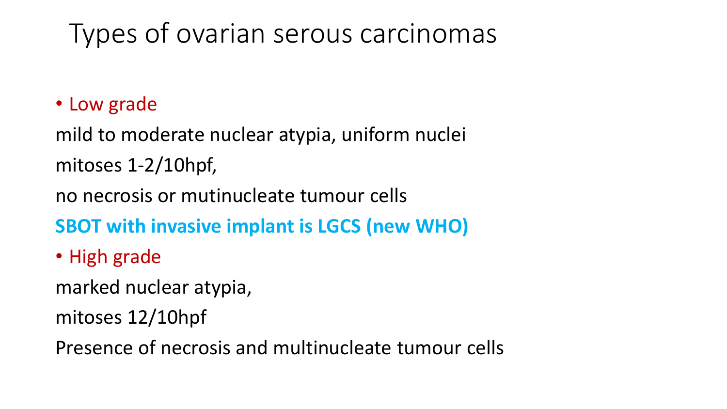# Types of ovarian serous carcinomas

- Low grade

mild to moderate nuclear atypia, uniform nuclei

mitoses 1-2/10hpf,

no necrosis or mutinucleate tumour cells

**SBOT with invasive implant is LGCS (new WHO)**

- High grade

marked nuclear atypia,

mitoses 12/10hpf

Presence of necrosis and multinucleate tumour cells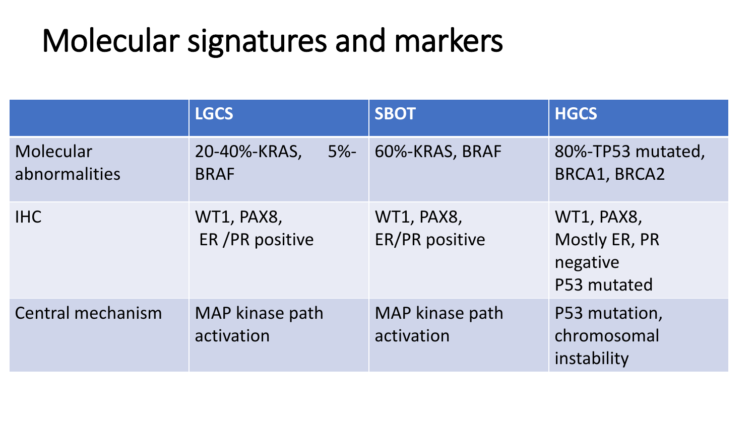# Molecular signatures and markers

| | LGCS | SBOT | HGCS |
|---|---|---|---|
| Molecular abnormalities | 20-40%-KRAS, 5%-BRAF | 60%-KRAS, BRAF | 80%-TP53 mutated, BRCA1, BRCA2 |
| IHC | WT1, PAX8, ER /PR positive | WT1, PAX8, ER/PR positive | WT1, PAX8, Mostly ER, PR negative P53 mutated |
| Central mechanism | MAP kinase path activation | MAP kinase path activation | P53 mutation, chromosomal instability |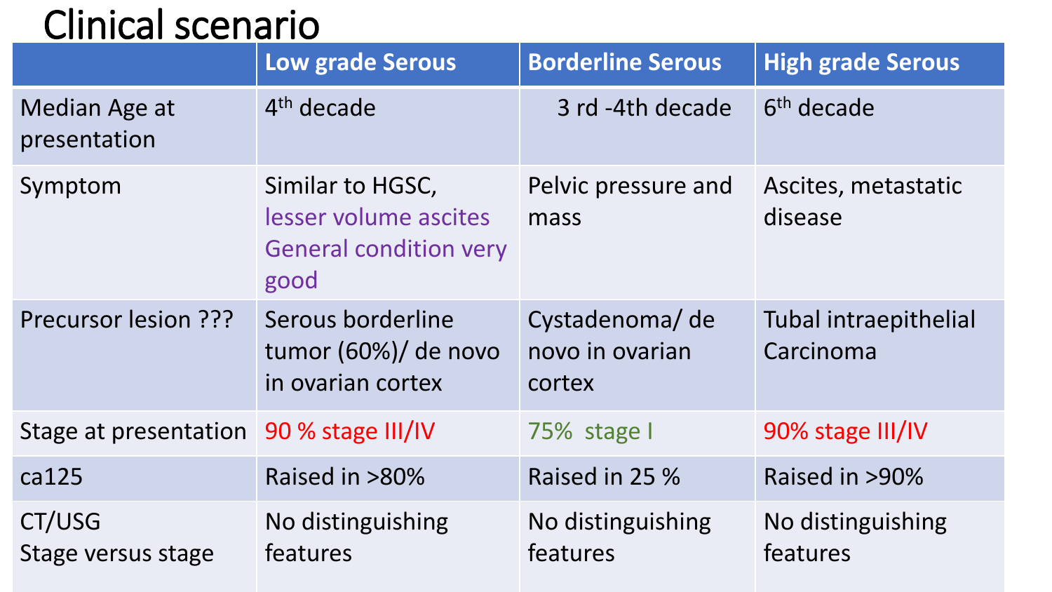# Clinical scenario

| | Low grade Serous | Borderline Serous | High grade Serous |
|---|---|---|---|
| Median Age at presentation | 4th decade | 3 rd -4th decade | 6th decade |
| Symptom | Similar to HGSC, lesser volume ascites General condition very good | Pelvic pressure and mass | Ascites, metastatic disease |
| Precursor lesion ??? | Serous borderline tumor (60%)/ de novo in ovarian cortex | Cystadenoma/ de novo in ovarian cortex | Tubal intraepithelial Carcinoma |
| Stage at presentation | 90 % stage III/IV | 75% stage I | 90% stage III/IV |
| ca125 | Raised in >80% | Raised in 25 % | Raised in >90% |
| CT/USG Stage versus stage | No distinguishing features | No distinguishing features | No distinguishing features |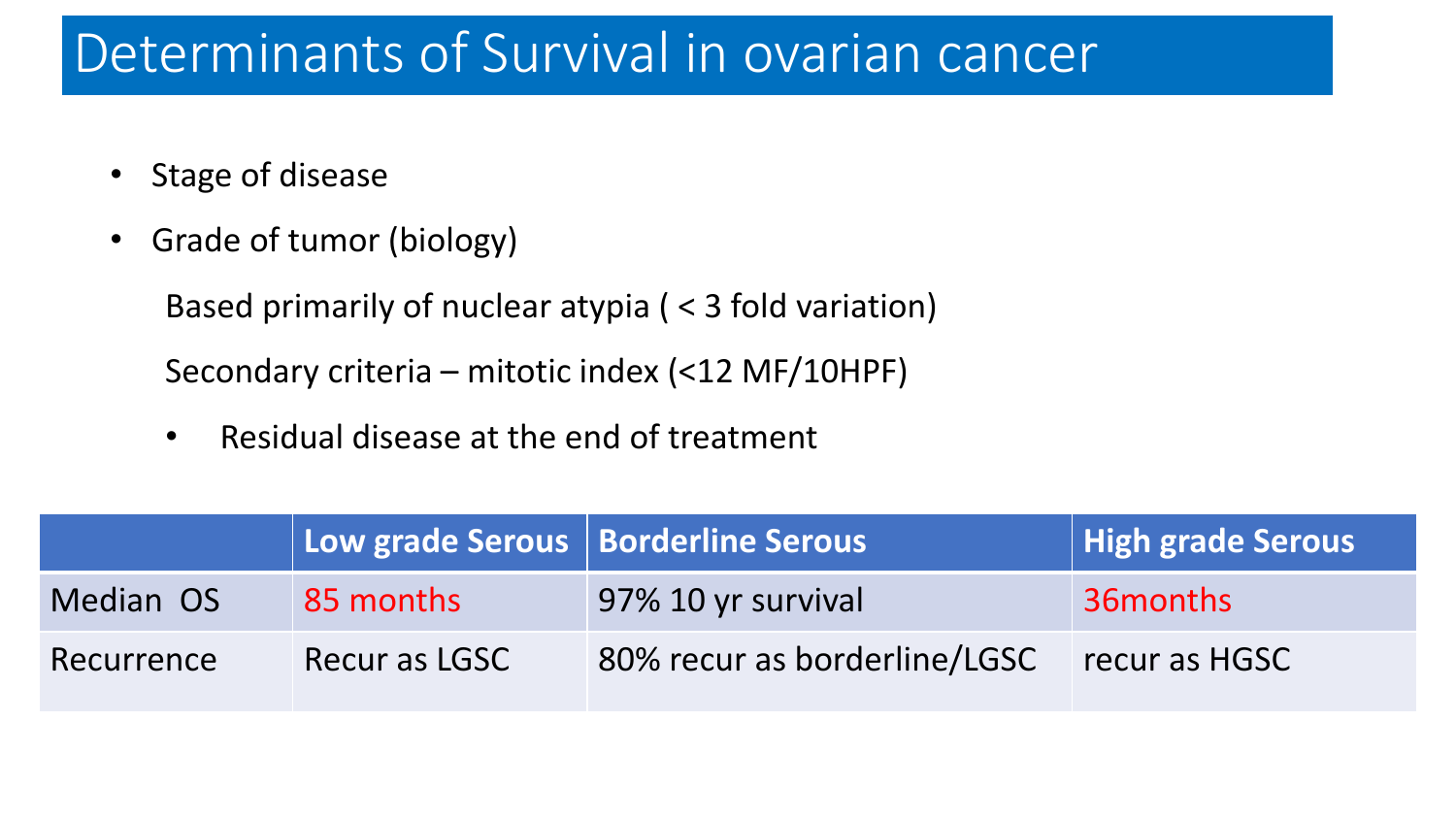# Determinants of Survival in ovarian cancer

- Stage of disease
- Grade of tumor (biology)

  Based primarily of nuclear atypia ( < 3 fold variation)

  Secondary criteria – mitotic index (<12 MF/10HPF)

  - Residual disease at the end of treatment

| | **Low grade Serous** | **Borderline Serous** | **High grade Serous** |
|---|---|---|---|
| Median OS | 85 months | 97% 10 yr survival | 36months |
| Recurrence | Recur as LGSC | 80% recur as borderline/LGSC | recur as HGSC |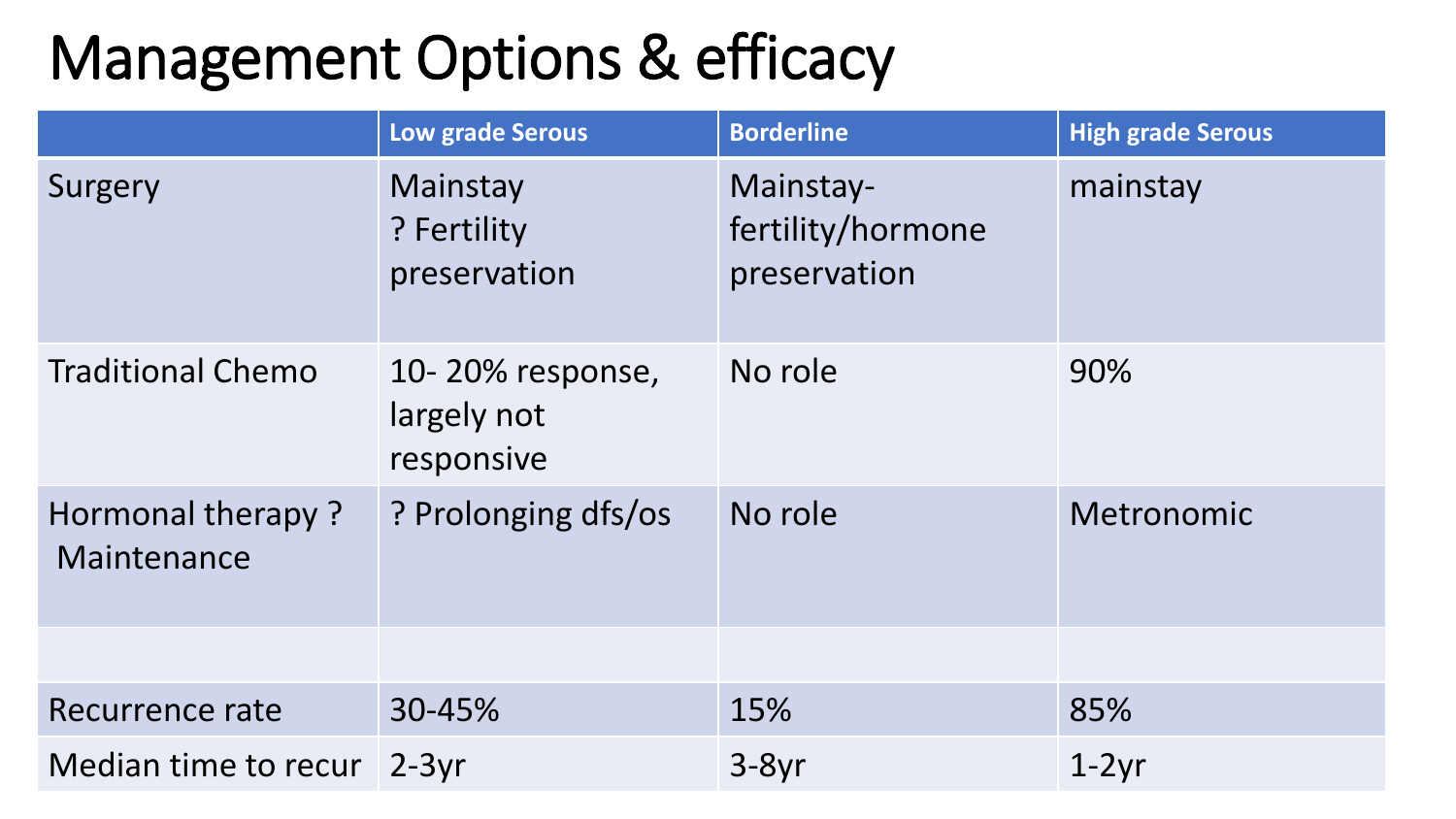# Management Options & efficacy

| | Low grade Serous | Borderline | High grade Serous |
|---|---|---|---|
| Surgery | Mainstay ? Fertility preservation | Mainstay- fertility/hormone preservation | mainstay |
| Traditional Chemo | 10- 20% response, largely not responsive | No role | 90% |
| Hormonal therapy ? Maintenance | ? Prolonging dfs/os | No role | Metronomic |
| | | | |
| Recurrence rate | 30-45% | 15% | 85% |
| Median time to recur | 2-3yr | 3-8yr | 1-2yr |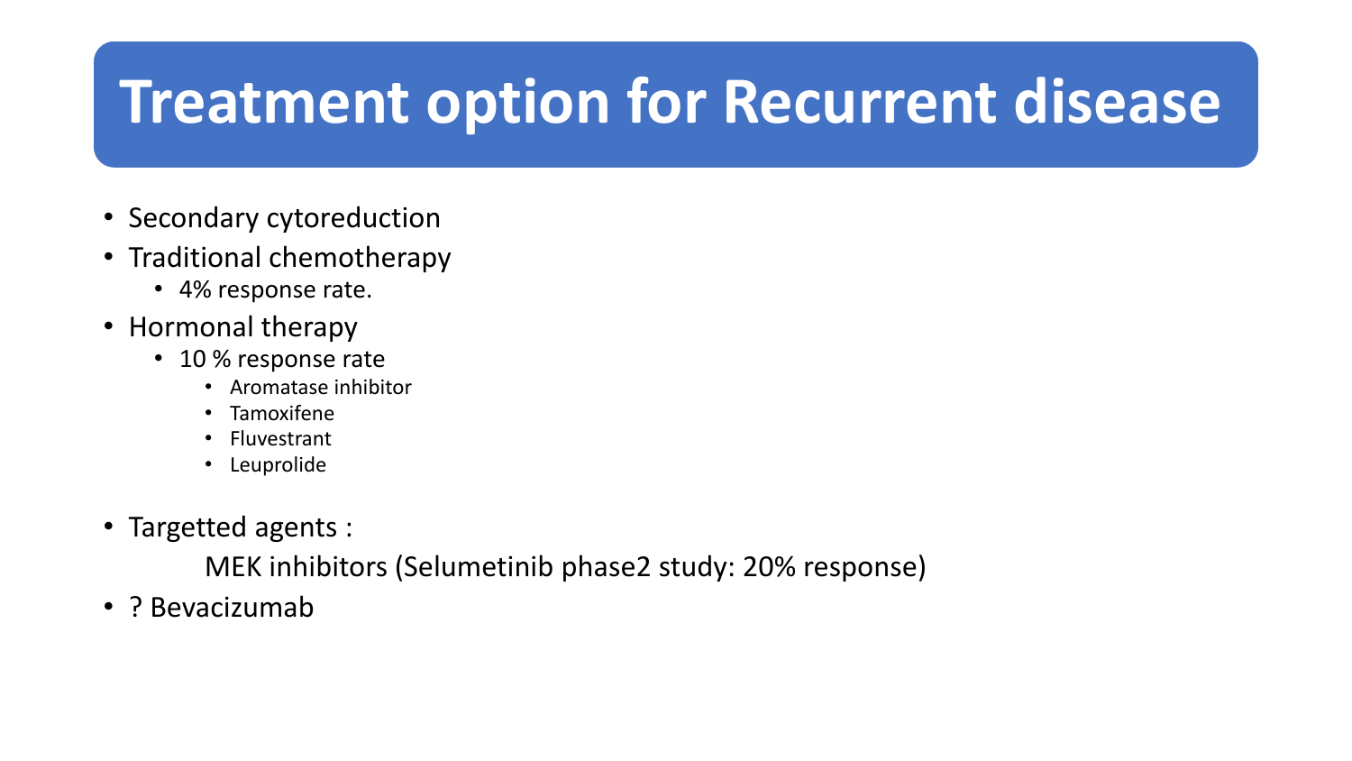# Treatment option for Recurrent disease

- Secondary cytoreduction
- Traditional chemotherapy
  - 4% response rate.
- Hormonal therapy
  - 10 % response rate
    - Aromatase inhibitor
    - Tamoxifene
    - Fluvestrant
    - Leuprolide
- Targetted agents :

  MEK inhibitors (Selumetinib phase2 study: 20% response)
- ? Bevacizumab